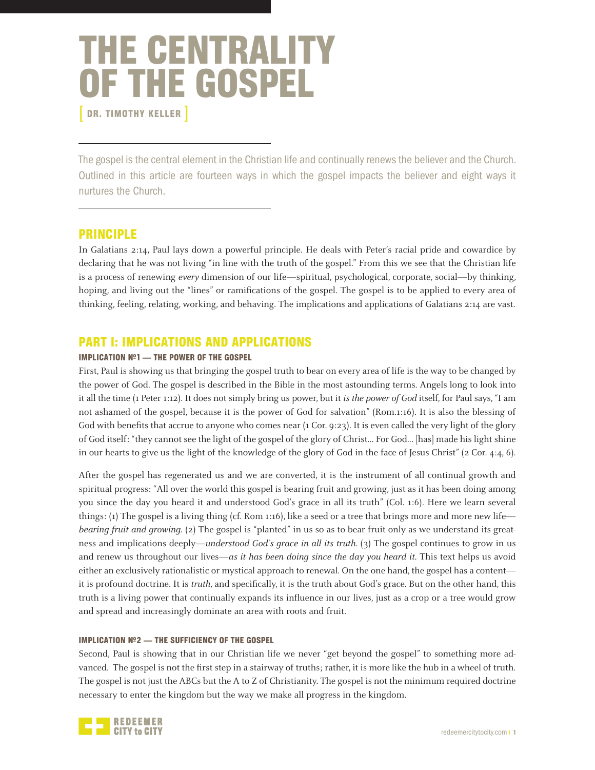# THE CENTRALITY OF THE GOSPEL

[ DR. TIMOTHY KELLER ]

The gospel is the central element in the Christian life and continually renews the believer and the Church. Outlined in this article are fourteen ways in which the gospel impacts the believer and eight ways it nurtures the Church.

## PRINCIPLE

In Galatians 2:14, Paul lays down a powerful principle. He deals with Peter's racial pride and cowardice by declaring that he was not living "in line with the truth of the gospel." From this we see that the Christian life is a process of renewing *every* dimension of our life—spiritual, psychological, corporate, social—by thinking, hoping, and living out the "lines" or ramifications of the gospel. The gospel is to be applied to every area of thinking, feeling, relating, working, and behaving. The implications and applications of Galatians 2:14 are vast.

## PART I: IMPLICATIONS AND APPLICATIONS

### IMPLICATION №1 — THE POWER OF THE GOSPEL

First, Paul is showing us that bringing the gospel truth to bear on every area of life is the way to be changed by the power of God. The gospel is described in the Bible in the most astounding terms. Angels long to look into it all the time (1 Peter 1:12). It does not simply bring us power, but it *is the power of God* itself, for Paul says, "I am not ashamed of the gospel, because it is the power of God for salvation" (Rom.1:16). It is also the blessing of God with benefits that accrue to anyone who comes near (1 Cor. 9:23). It is even called the very light of the glory of God itself: "they cannot see the light of the gospel of the glory of Christ... For God... [has] made his light shine in our hearts to give us the light of the knowledge of the glory of God in the face of Jesus Christ" (2 Cor. 4:4, 6).

After the gospel has regenerated us and we are converted, it is the instrument of all continual growth and spiritual progress: "All over the world this gospel is bearing fruit and growing, just as it has been doing among you since the day you heard it and understood God's grace in all its truth" (Col. 1:6). Here we learn several things: (1) The gospel is a living thing (cf. Rom 1:16), like a seed or a tree that brings more and more new life—*bearing fruit and growing.* (2) The gospel is "planted" in us so as to bear fruit only as we understand its greatness and implications deeply—*understood God's grace in all its truth.* (3) The gospel continues to grow in us and renew us throughout our lives—*as it has been doing since the day you heard it.* This text helps us avoid either an exclusively rationalistic or mystical approach to renewal. On the one hand, the gospel has a content—it is profound doctrine. It is *truth*, and specifically, it is the truth about God's grace. But on the other hand, this truth is a living power that continually expands its influence in our lives, just as a crop or a tree would grow and spread and increasingly dominate an area with roots and fruit.

### IMPLICATION №2 — THE SUFFICIENCY OF THE GOSPEL

Second, Paul is showing that in our Christian life we never "get beyond the gospel" to something more advanced. The gospel is not the first step in a stairway of truths; rather, it is more like the hub in a wheel of truth. The gospel is not just the ABCs but the A to Z of Christianity. The gospel is not the minimum required doctrine necessary to enter the kingdom but the way we make all progress in the kingdom.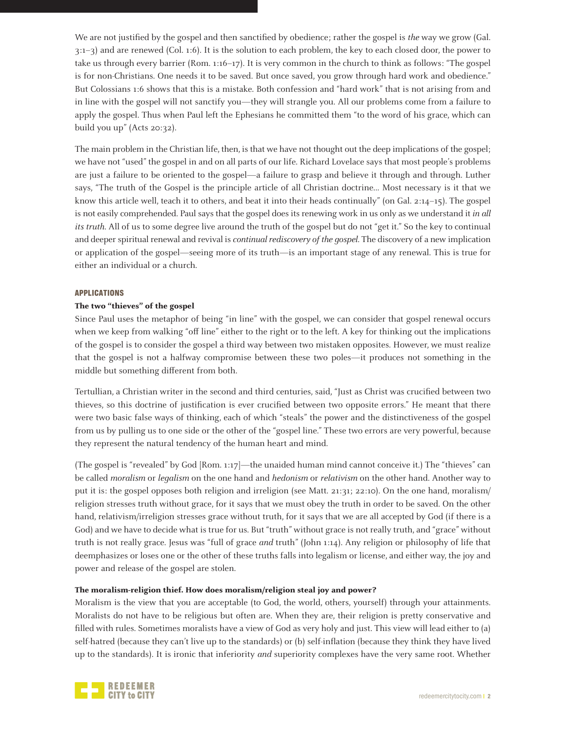We are not justified by the gospel and then sanctified by obedience; rather the gospel is *the* way we grow (Gal. 3:1–3) and are renewed (Col. 1:6). It is the solution to each problem, the key to each closed door, the power to take us through every barrier (Rom. 1:16–17). It is very common in the church to think as follows: "The gospel is for non-Christians. One needs it to be saved. But once saved, you grow through hard work and obedience." But Colossians 1:6 shows that this is a mistake. Both confession and "hard work" that is not arising from and in line with the gospel will not sanctify you—they will strangle you. All our problems come from a failure to apply the gospel. Thus when Paul left the Ephesians he committed them "to the word of his grace, which can build you up" (Acts 20:32).

The main problem in the Christian life, then, is that we have not thought out the deep implications of the gospel; we have not "used" the gospel in and on all parts of our life. Richard Lovelace says that most people's problems are just a failure to be oriented to the gospel—a failure to grasp and believe it through and through. Luther says, "The truth of the Gospel is the principle article of all Christian doctrine... Most necessary is it that we know this article well, teach it to others, and beat it into their heads continually" (on Gal. 2:14–15). The gospel is not easily comprehended. Paul says that the gospel does its renewing work in us only as we understand it *in all its truth*. All of us to some degree live around the truth of the gospel but do not "get it." So the key to continual and deeper spiritual renewal and revival is *continual rediscovery of the gospel*. The discovery of a new implication or application of the gospel—seeing more of its truth—is an important stage of any renewal. This is true for either an individual or a church.

## APPLICATIONS

### The two "thieves" of the gospel

Since Paul uses the metaphor of being "in line" with the gospel, we can consider that gospel renewal occurs when we keep from walking "off line" either to the right or to the left. A key for thinking out the implications of the gospel is to consider the gospel a third way between two mistaken opposites. However, we must realize that the gospel is not a halfway compromise between these two poles—it produces not something in the middle but something different from both.

Tertullian, a Christian writer in the second and third centuries, said, "Just as Christ was crucified between two thieves, so this doctrine of justification is ever crucified between two opposite errors." He meant that there were two basic false ways of thinking, each of which "steals" the power and the distinctiveness of the gospel from us by pulling us to one side or the other of the "gospel line." These two errors are very powerful, because they represent the natural tendency of the human heart and mind.

(The gospel is "revealed" by God [Rom. 1:17]—the unaided human mind cannot conceive it.) The "thieves" can be called *moralism* or *legalism* on the one hand and *hedonism* or *relativism* on the other hand. Another way to put it is: the gospel opposes both religion and irreligion (see Matt. 21:31; 22:10). On the one hand, moralism/religion stresses truth without grace, for it says that we must obey the truth in order to be saved. On the other hand, relativism/irreligion stresses grace without truth, for it says that we are all accepted by God (if there is a God) and we have to decide what is true for us. But "truth" without grace is not really truth, and "grace" without truth is not really grace. Jesus was "full of grace *and* truth" (John 1:14). Any religion or philosophy of life that deemphasizes or loses one or the other of these truths falls into legalism or license, and either way, the joy and power and release of the gospel are stolen.

### The moralism-religion thief. How does moralism/religion steal joy and power?

Moralism is the view that you are acceptable (to God, the world, others, yourself) through your attainments. Moralists do not have to be religious but often are. When they are, their religion is pretty conservative and filled with rules. Sometimes moralists have a view of God as very holy and just. This view will lead either to (a) self-hatred (because they can't live up to the standards) or (b) self-inflation (because they think they have lived up to the standards). It is ironic that inferiority *and* superiority complexes have the very same root. Whether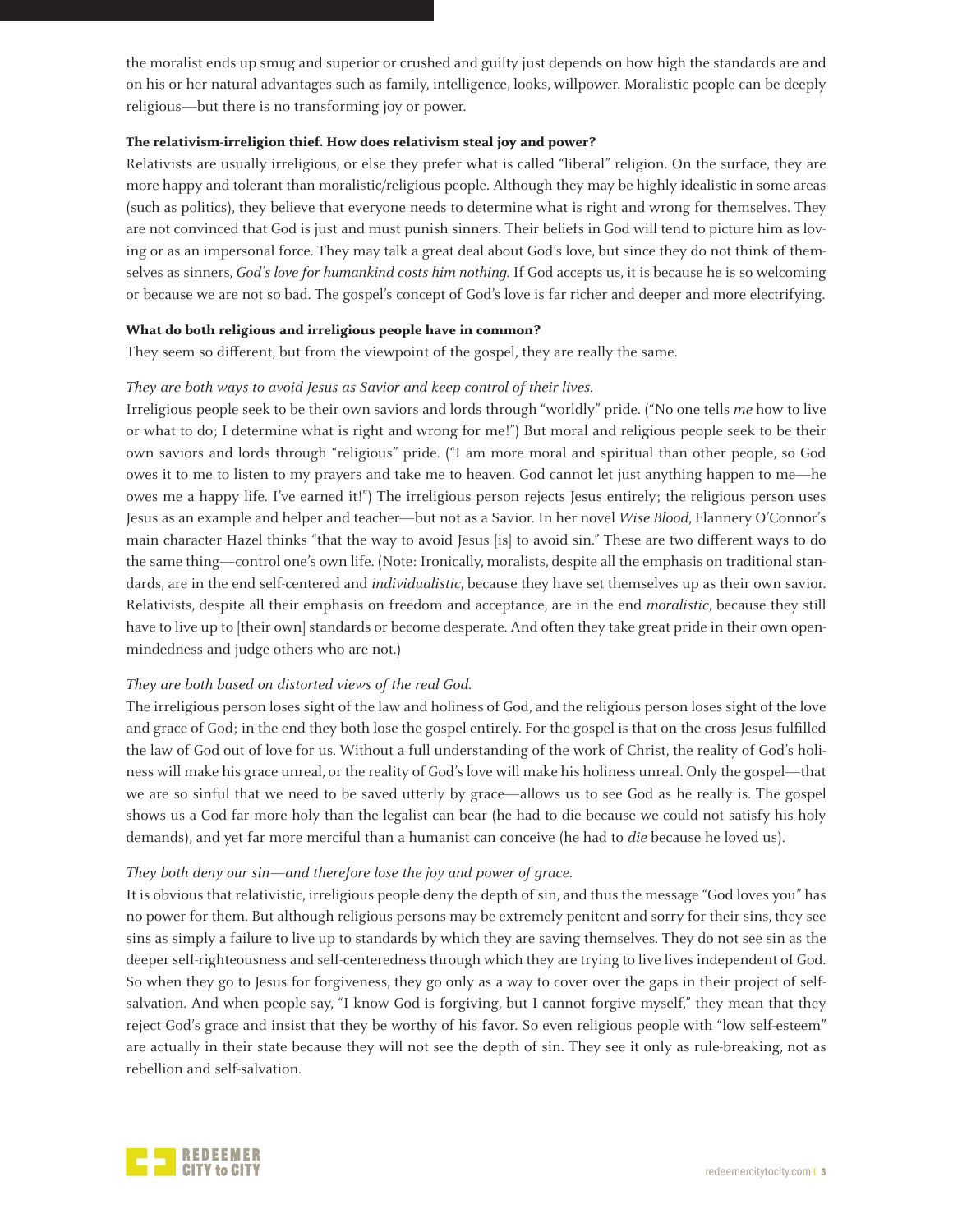the moralist ends up smug and superior or crushed and guilty just depends on how high the standards are and on his or her natural advantages such as family, intelligence, looks, willpower. Moralistic people can be deeply religious—but there is no transforming joy or power.

**The relativism-irreligion thief. How does relativism steal joy and power?**

Relativists are usually irreligious, or else they prefer what is called "liberal" religion. On the surface, they are more happy and tolerant than moralistic/religious people. Although they may be highly idealistic in some areas (such as politics), they believe that everyone needs to determine what is right and wrong for themselves. They are not convinced that God is just and must punish sinners. Their beliefs in God will tend to picture him as loving or as an impersonal force. They may talk a great deal about God's love, but since they do not think of themselves as sinners, *God's love for humankind costs him nothing.* If God accepts us, it is because he is so welcoming or because we are not so bad. The gospel's concept of God's love is far richer and deeper and more electrifying.

**What do both religious and irreligious people have in common?**

They seem so different, but from the viewpoint of the gospel, they are really the same.

*They are both ways to avoid Jesus as Savior and keep control of their lives.*

Irreligious people seek to be their own saviors and lords through "worldly" pride. ("No one tells *me* how to live or what to do; I determine what is right and wrong for me!") But moral and religious people seek to be their own saviors and lords through "religious" pride. ("I am more moral and spiritual than other people, so God owes it to me to listen to my prayers and take me to heaven. God cannot let just anything happen to me—he owes me a happy life. I've earned it!") The irreligious person rejects Jesus entirely; the religious person uses Jesus as an example and helper and teacher—but not as a Savior. In her novel *Wise Blood*, Flannery O'Connor's main character Hazel thinks "that the way to avoid Jesus [is] to avoid sin." These are two different ways to do the same thing—control one's own life. (Note: Ironically, moralists, despite all the emphasis on traditional standards, are in the end self-centered and *individualistic*, because they have set themselves up as their own savior. Relativists, despite all their emphasis on freedom and acceptance, are in the end *moralistic*, because they still have to live up to [their own] standards or become desperate. And often they take great pride in their own open-mindedness and judge others who are not.)

*They are both based on distorted views of the real God.*

The irreligious person loses sight of the law and holiness of God, and the religious person loses sight of the love and grace of God; in the end they both lose the gospel entirely. For the gospel is that on the cross Jesus fulfilled the law of God out of love for us. Without a full understanding of the work of Christ, the reality of God's holiness will make his grace unreal, or the reality of God's love will make his holiness unreal. Only the gospel—that we are so sinful that we need to be saved utterly by grace—allows us to see God as he really is. The gospel shows us a God far more holy than the legalist can bear (he had to die because we could not satisfy his holy demands), and yet far more merciful than a humanist can conceive (he had to *die* because he loved us).

*They both deny our sin—and therefore lose the joy and power of grace.*

It is obvious that relativistic, irreligious people deny the depth of sin, and thus the message "God loves you" has no power for them. But although religious persons may be extremely penitent and sorry for their sins, they see sins as simply a failure to live up to standards by which they are saving themselves. They do not see sin as the deeper self-righteousness and self-centeredness through which they are trying to live lives independent of God. So when they go to Jesus for forgiveness, they go only as a way to cover over the gaps in their project of self-salvation. And when people say, "I know God is forgiving, but I cannot forgive myself," they mean that they reject God's grace and insist that they be worthy of his favor. So even religious people with "low self-esteem" are actually in their state because they will not see the depth of sin. They see it only as rule-breaking, not as rebellion and self-salvation.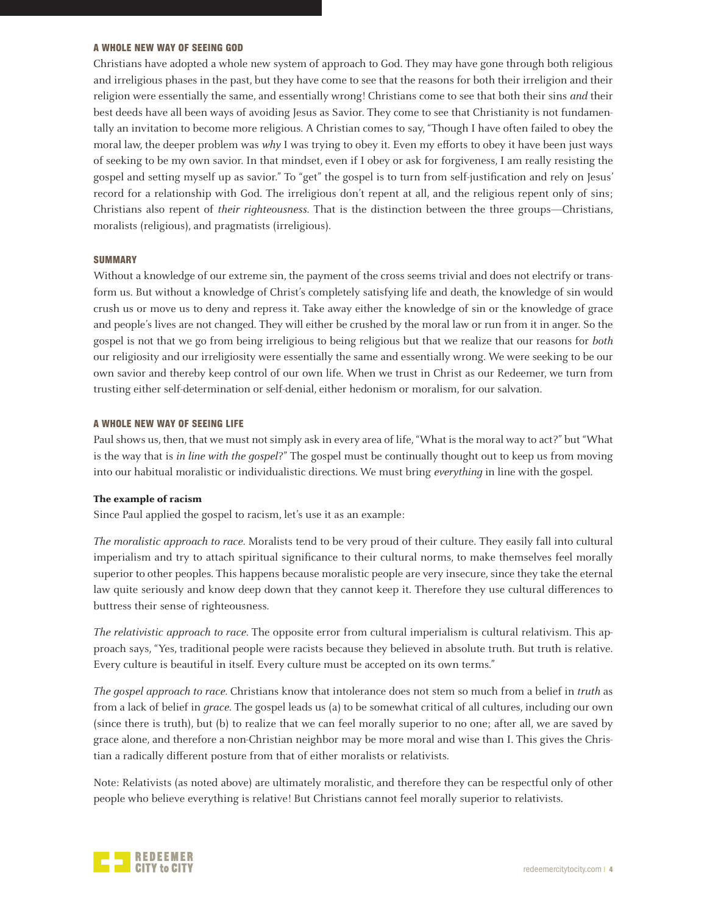## A WHOLE NEW WAY OF SEEING GOD

Christians have adopted a whole new system of approach to God. They may have gone through both religious and irreligious phases in the past, but they have come to see that the reasons for both their irreligion and their religion were essentially the same, and essentially wrong! Christians come to see that both their sins *and* their best deeds have all been ways of avoiding Jesus as Savior. They come to see that Christianity is not fundamentally an invitation to become more religious. A Christian comes to say, "Though I have often failed to obey the moral law, the deeper problem was *why* I was trying to obey it. Even my efforts to obey it have been just ways of seeking to be my own savior. In that mindset, even if I obey or ask for forgiveness, I am really resisting the gospel and setting myself up as savior." To "get" the gospel is to turn from self-justification and rely on Jesus' record for a relationship with God. The irreligious don't repent at all, and the religious repent only of sins; Christians also repent of *their righteousness*. That is the distinction between the three groups—Christians, moralists (religious), and pragmatists (irreligious).

## SUMMARY

Without a knowledge of our extreme sin, the payment of the cross seems trivial and does not electrify or transform us. But without a knowledge of Christ's completely satisfying life and death, the knowledge of sin would crush us or move us to deny and repress it. Take away either the knowledge of sin or the knowledge of grace and people's lives are not changed. They will either be crushed by the moral law or run from it in anger. So the gospel is not that we go from being irreligious to being religious but that we realize that our reasons for *both* our religiosity and our irreligiosity were essentially the same and essentially wrong. We were seeking to be our own savior and thereby keep control of our own life. When we trust in Christ as our Redeemer, we turn from trusting either self-determination or self-denial, either hedonism or moralism, for our salvation.

## A WHOLE NEW WAY OF SEEING LIFE

Paul shows us, then, that we must not simply ask in every area of life, "What is the moral way to act?" but "What is the way that is *in line with the gospel*?" The gospel must be continually thought out to keep us from moving into our habitual moralistic or individualistic directions. We must bring *everything* in line with the gospel.

### The example of racism

Since Paul applied the gospel to racism, let's use it as an example:

*The moralistic approach to race.* Moralists tend to be very proud of their culture. They easily fall into cultural imperialism and try to attach spiritual significance to their cultural norms, to make themselves feel morally superior to other peoples. This happens because moralistic people are very insecure, since they take the eternal law quite seriously and know deep down that they cannot keep it. Therefore they use cultural differences to buttress their sense of righteousness.

*The relativistic approach to race.* The opposite error from cultural imperialism is cultural relativism. This approach says, "Yes, traditional people were racists because they believed in absolute truth. But truth is relative. Every culture is beautiful in itself. Every culture must be accepted on its own terms."

*The gospel approach to race.* Christians know that intolerance does not stem so much from a belief in *truth* as from a lack of belief in *grace*. The gospel leads us (a) to be somewhat critical of all cultures, including our own (since there is truth), but (b) to realize that we can feel morally superior to no one; after all, we are saved by grace alone, and therefore a non-Christian neighbor may be more moral and wise than I. This gives the Christian a radically different posture from that of either moralists or relativists.

Note: Relativists (as noted above) are ultimately moralistic, and therefore they can be respectful only of other people who believe everything is relative! But Christians cannot feel morally superior to relativists.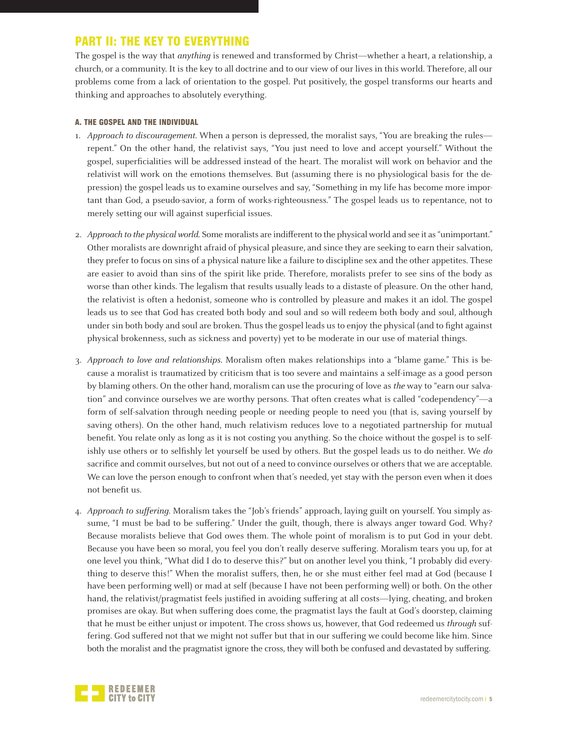## PART II: THE KEY TO EVERYTHING

The gospel is the way that *anything* is renewed and transformed by Christ—whether a heart, a relationship, a church, or a community. It is the key to all doctrine and to our view of our lives in this world. Therefore, all our problems come from a lack of orientation to the gospel. Put positively, the gospel transforms our hearts and thinking and approaches to absolutely everything.

### A. THE GOSPEL AND THE INDIVIDUAL

1. *Approach to discouragement.* When a person is depressed, the moralist says, "You are breaking the rules—repent." On the other hand, the relativist says, "You just need to love and accept yourself." Without the gospel, superficialities will be addressed instead of the heart. The moralist will work on behavior and the relativist will work on the emotions themselves. But (assuming there is no physiological basis for the depression) the gospel leads us to examine ourselves and say, "Something in my life has become more important than God, a pseudo-savior, a form of works-righteousness." The gospel leads us to repentance, not to merely setting our will against superficial issues.

2. *Approach to the physical world.* Some moralists are indifferent to the physical world and see it as "unimportant." Other moralists are downright afraid of physical pleasure, and since they are seeking to earn their salvation, they prefer to focus on sins of a physical nature like a failure to discipline sex and the other appetites. These are easier to avoid than sins of the spirit like pride. Therefore, moralists prefer to see sins of the body as worse than other kinds. The legalism that results usually leads to a distaste of pleasure. On the other hand, the relativist is often a hedonist, someone who is controlled by pleasure and makes it an idol. The gospel leads us to see that God has created both body and soul and so will redeem both body and soul, although under sin both body and soul are broken. Thus the gospel leads us to enjoy the physical (and to fight against physical brokenness, such as sickness and poverty) yet to be moderate in our use of material things.

3. *Approach to love and relationships.* Moralism often makes relationships into a "blame game." This is because a moralist is traumatized by criticism that is too severe and maintains a self-image as a good person by blaming others. On the other hand, moralism can use the procuring of love as *the* way to "earn our salvation" and convince ourselves we are worthy persons. That often creates what is called "codependency"—a form of self-salvation through needing people or needing people to need you (that is, saving yourself by saving others). On the other hand, much relativism reduces love to a negotiated partnership for mutual benefit. You relate only as long as it is not costing you anything. So the choice without the gospel is to selfishly use others or to selfishly let yourself be used by others. But the gospel leads us to do neither. We *do* sacrifice and commit ourselves, but not out of a need to convince ourselves or others that we are acceptable. We can love the person enough to confront when that's needed, yet stay with the person even when it does not benefit us.

4. *Approach to suffering.* Moralism takes the "Job's friends" approach, laying guilt on yourself. You simply assume, "I must be bad to be suffering." Under the guilt, though, there is always anger toward God. Why? Because moralists believe that God owes them. The whole point of moralism is to put God in your debt. Because you have been so moral, you feel you don't really deserve suffering. Moralism tears you up, for at one level you think, "What did I do to deserve this?" but on another level you think, "I probably did everything to deserve this!" When the moralist suffers, then, he or she must either feel mad at God (because I have been performing well) or mad at self (because I have not been performing well) or both. On the other hand, the relativist/pragmatist feels justified in avoiding suffering at all costs—lying, cheating, and broken promises are okay. But when suffering does come, the pragmatist lays the fault at God's doorstep, claiming that he must be either unjust or impotent. The cross shows us, however, that God redeemed us *through* suffering. God suffered not that we might not suffer but that in our suffering we could become like him. Since both the moralist and the pragmatist ignore the cross, they will both be confused and devastated by suffering.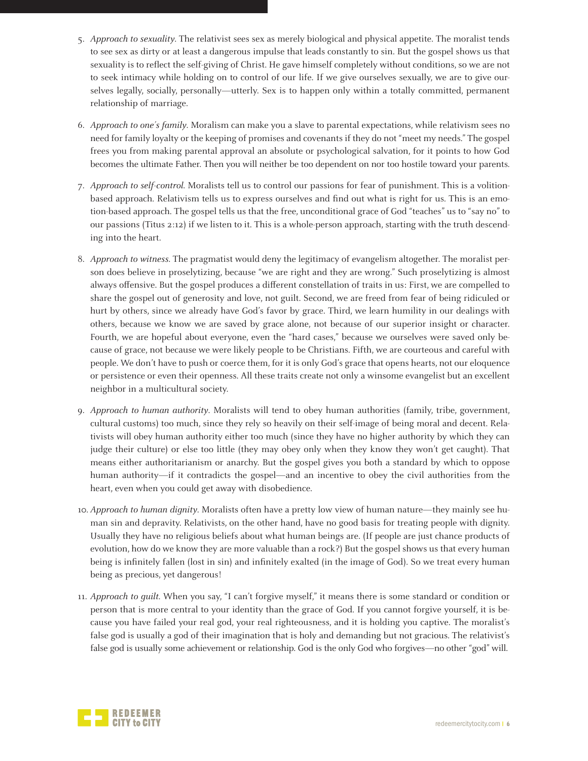5. *Approach to sexuality*. The relativist sees sex as merely biological and physical appetite. The moralist tends to see sex as dirty or at least a dangerous impulse that leads constantly to sin. But the gospel shows us that sexuality is to reflect the self-giving of Christ. He gave himself completely without conditions, so we are not to seek intimacy while holding on to control of our life. If we give ourselves sexually, we are to give ourselves legally, socially, personally—utterly. Sex is to happen only within a totally committed, permanent relationship of marriage.

6. *Approach to one's family*. Moralism can make you a slave to parental expectations, while relativism sees no need for family loyalty or the keeping of promises and covenants if they do not "meet my needs." The gospel frees you from making parental approval an absolute or psychological salvation, for it points to how God becomes the ultimate Father. Then you will neither be too dependent on nor too hostile toward your parents.

7. *Approach to self-control*. Moralists tell us to control our passions for fear of punishment. This is a volition-based approach. Relativism tells us to express ourselves and find out what is right for us. This is an emotion-based approach. The gospel tells us that the free, unconditional grace of God "teaches" us to "say no" to our passions (Titus 2:12) if we listen to it. This is a whole-person approach, starting with the truth descending into the heart.

8. *Approach to witness*. The pragmatist would deny the legitimacy of evangelism altogether. The moralist person does believe in proselytizing, because "we are right and they are wrong." Such proselytizing is almost always offensive. But the gospel produces a different constellation of traits in us: First, we are compelled to share the gospel out of generosity and love, not guilt. Second, we are freed from fear of being ridiculed or hurt by others, since we already have God's favor by grace. Third, we learn humility in our dealings with others, because we know we are saved by grace alone, not because of our superior insight or character. Fourth, we are hopeful about everyone, even the "hard cases," because we ourselves were saved only because of grace, not because we were likely people to be Christians. Fifth, we are courteous and careful with people. We don't have to push or coerce them, for it is only God's grace that opens hearts, not our eloquence or persistence or even their openness. All these traits create not only a winsome evangelist but an excellent neighbor in a multicultural society.

9. *Approach to human authority*. Moralists will tend to obey human authorities (family, tribe, government, cultural customs) too much, since they rely so heavily on their self-image of being moral and decent. Relativists will obey human authority either too much (since they have no higher authority by which they can judge their culture) or else too little (they may obey only when they know they won't get caught). That means either authoritarianism or anarchy. But the gospel gives you both a standard by which to oppose human authority—if it contradicts the gospel—and an incentive to obey the civil authorities from the heart, even when you could get away with disobedience.

10. *Approach to human dignity*. Moralists often have a pretty low view of human nature—they mainly see human sin and depravity. Relativists, on the other hand, have no good basis for treating people with dignity. Usually they have no religious beliefs about what human beings are. (If people are just chance products of evolution, how do we know they are more valuable than a rock?) But the gospel shows us that every human being is infinitely fallen (lost in sin) and infinitely exalted (in the image of God). So we treat every human being as precious, yet dangerous!

11. *Approach to guilt*. When you say, "I can't forgive myself," it means there is some standard or condition or person that is more central to your identity than the grace of God. If you cannot forgive yourself, it is because you have failed your real god, your real righteousness, and it is holding you captive. The moralist's false god is usually a god of their imagination that is holy and demanding but not gracious. The relativist's false god is usually some achievement or relationship. God is the only God who forgives—no other "god" will.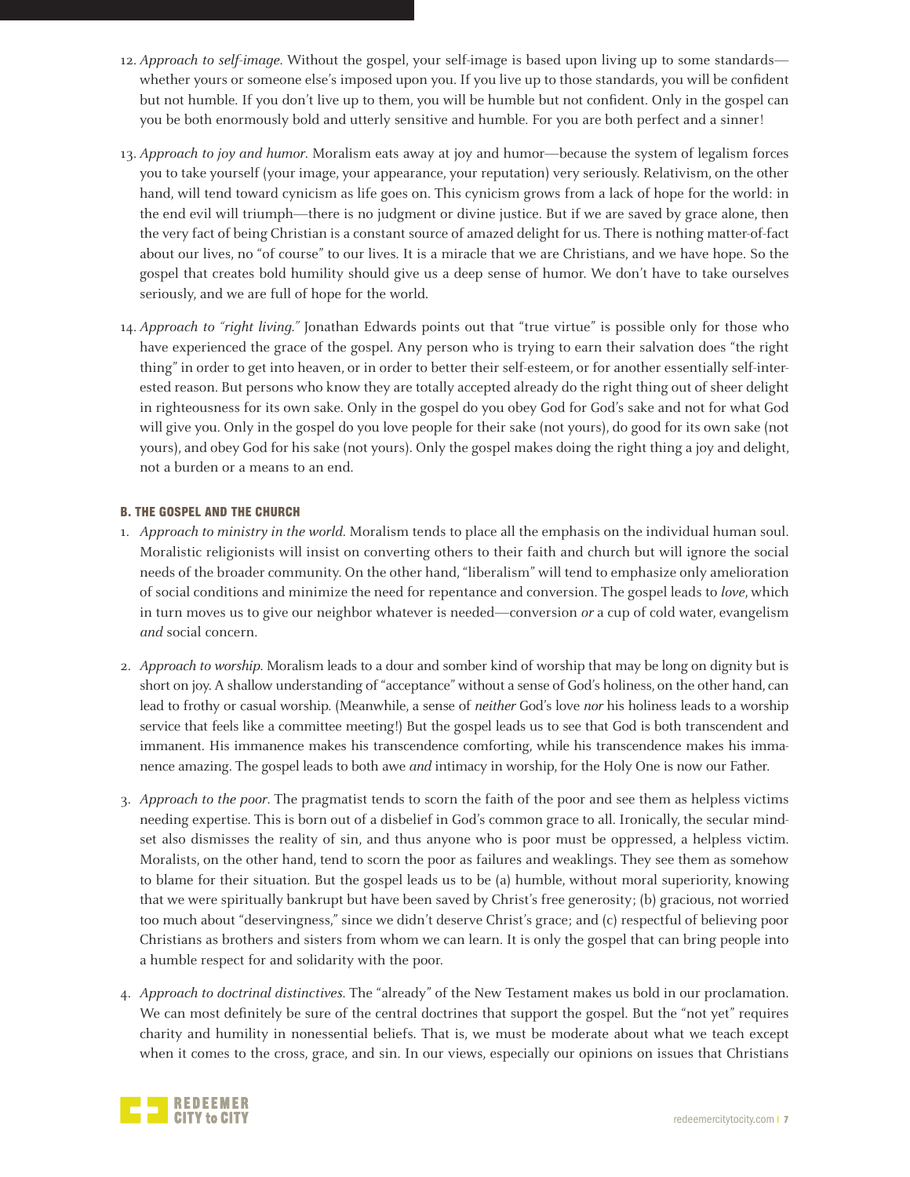12. *Approach to self-image.* Without the gospel, your self-image is based upon living up to some standards—whether yours or someone else's imposed upon you. If you live up to those standards, you will be confident but not humble. If you don't live up to them, you will be humble but not confident. Only in the gospel can you be both enormously bold and utterly sensitive and humble. For you are both perfect and a sinner!

13. *Approach to joy and humor.* Moralism eats away at joy and humor—because the system of legalism forces you to take yourself (your image, your appearance, your reputation) very seriously. Relativism, on the other hand, will tend toward cynicism as life goes on. This cynicism grows from a lack of hope for the world: in the end evil will triumph—there is no judgment or divine justice. But if we are saved by grace alone, then the very fact of being Christian is a constant source of amazed delight for us. There is nothing matter-of-fact about our lives, no "of course" to our lives. It is a miracle that we are Christians, and we have hope. So the gospel that creates bold humility should give us a deep sense of humor. We don't have to take ourselves seriously, and we are full of hope for the world.

14. *Approach to "right living."* Jonathan Edwards points out that "true virtue" is possible only for those who have experienced the grace of the gospel. Any person who is trying to earn their salvation does "the right thing" in order to get into heaven, or in order to better their self-esteem, or for another essentially self-interested reason. But persons who know they are totally accepted already do the right thing out of sheer delight in righteousness for its own sake. Only in the gospel do you obey God for God's sake and not for what God will give you. Only in the gospel do you love people for their sake (not yours), do good for its own sake (not yours), and obey God for his sake (not yours). Only the gospel makes doing the right thing a joy and delight, not a burden or a means to an end.

### B. THE GOSPEL AND THE CHURCH

1. *Approach to ministry in the world.* Moralism tends to place all the emphasis on the individual human soul. Moralistic religionists will insist on converting others to their faith and church but will ignore the social needs of the broader community. On the other hand, "liberalism" will tend to emphasize only amelioration of social conditions and minimize the need for repentance and conversion. The gospel leads to *love*, which in turn moves us to give our neighbor whatever is needed—conversion *or* a cup of cold water, evangelism *and* social concern.

2. *Approach to worship.* Moralism leads to a dour and somber kind of worship that may be long on dignity but is short on joy. A shallow understanding of "acceptance" without a sense of God's holiness, on the other hand, can lead to frothy or casual worship. (Meanwhile, a sense of *neither* God's love *nor* his holiness leads to a worship service that feels like a committee meeting!) But the gospel leads us to see that God is both transcendent and immanent. His immanence makes his transcendence comforting, while his transcendence makes his immanence amazing. The gospel leads to both awe *and* intimacy in worship, for the Holy One is now our Father.

3. *Approach to the poor.* The pragmatist tends to scorn the faith of the poor and see them as helpless victims needing expertise. This is born out of a disbelief in God's common grace to all. Ironically, the secular mindset also dismisses the reality of sin, and thus anyone who is poor must be oppressed, a helpless victim. Moralists, on the other hand, tend to scorn the poor as failures and weaklings. They see them as somehow to blame for their situation. But the gospel leads us to be (a) humble, without moral superiority, knowing that we were spiritually bankrupt but have been saved by Christ's free generosity; (b) gracious, not worried too much about "deservingness," since we didn't deserve Christ's grace; and (c) respectful of believing poor Christians as brothers and sisters from whom we can learn. It is only the gospel that can bring people into a humble respect for and solidarity with the poor.

4. *Approach to doctrinal distinctives.* The "already" of the New Testament makes us bold in our proclamation. We can most definitely be sure of the central doctrines that support the gospel. But the "not yet" requires charity and humility in nonessential beliefs. That is, we must be moderate about what we teach except when it comes to the cross, grace, and sin. In our views, especially our opinions on issues that Christians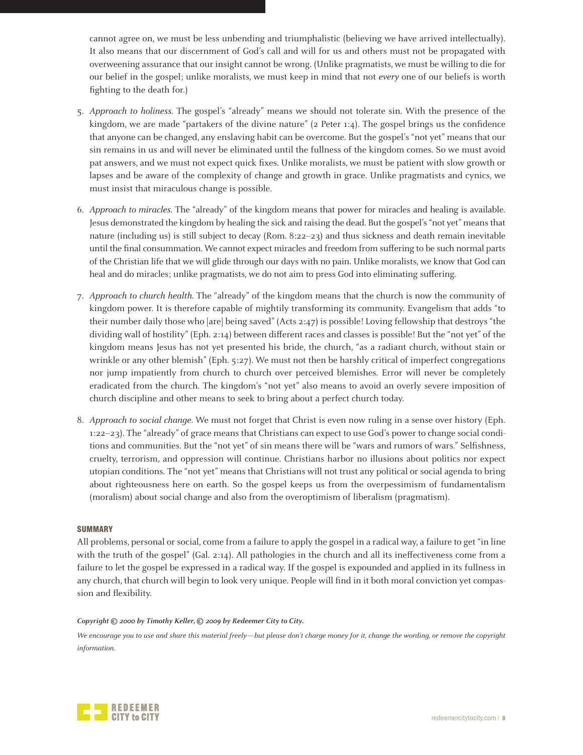cannot agree on, we must be less unbending and triumphalistic (believing we have arrived intellectually). It also means that our discernment of God's call and will for us and others must not be propagated with overweening assurance that our insight cannot be wrong. (Unlike pragmatists, we must be willing to die for our belief in the gospel; unlike moralists, we must keep in mind that not *every* one of our beliefs is worth fighting to the death for.)

5. *Approach to holiness*. The gospel's "already" means we should not tolerate sin. With the presence of the kingdom, we are made "partakers of the divine nature" (2 Peter 1:4). The gospel brings us the confidence that anyone can be changed, any enslaving habit can be overcome. But the gospel's "not yet" means that our sin remains in us and will never be eliminated until the fullness of the kingdom comes. So we must avoid pat answers, and we must not expect quick fixes. Unlike moralists, we must be patient with slow growth or lapses and be aware of the complexity of change and growth in grace. Unlike pragmatists and cynics, we must insist that miraculous change is possible.

6. *Approach to miracles*. The "already" of the kingdom means that power for miracles and healing is available. Jesus demonstrated the kingdom by healing the sick and raising the dead. But the gospel's "not yet" means that nature (including us) is still subject to decay (Rom. 8:22–23) and thus sickness and death remain inevitable until the final consummation. We cannot expect miracles and freedom from suffering to be such normal parts of the Christian life that we will glide through our days with no pain. Unlike moralists, we know that God can heal and do miracles; unlike pragmatists, we do not aim to press God into eliminating suffering.

7. *Approach to church health*. The "already" of the kingdom means that the church is now the community of kingdom power. It is therefore capable of mightily transforming its community. Evangelism that adds "to their number daily those who [are] being saved" (Acts 2:47) is possible! Loving fellowship that destroys "the dividing wall of hostility" (Eph. 2:14) between different races and classes is possible! But the "not yet" of the kingdom means Jesus has not yet presented his bride, the church, "as a radiant church, without stain or wrinkle or any other blemish" (Eph. 5:27). We must not then be harshly critical of imperfect congregations nor jump impatiently from church to church over perceived blemishes. Error will never be completely eradicated from the church. The kingdom's "not yet" also means to avoid an overly severe imposition of church discipline and other means to seek to bring about a perfect church today.

8. *Approach to social change.* We must not forget that Christ is even now ruling in a sense over history (Eph. 1:22–23). The "already" of grace means that Christians can expect to use God's power to change social conditions and communities. But the "not yet" of sin means there will be "wars and rumors of wars." Selfishness, cruelty, terrorism, and oppression will continue. Christians harbor no illusions about politics nor expect utopian conditions. The "not yet" means that Christians will not trust any political or social agenda to bring about righteousness here on earth. So the gospel keeps us from the overpessimism of fundamentalism (moralism) about social change and also from the overoptimism of liberalism (pragmatism).

## SUMMARY

All problems, personal or social, come from a failure to apply the gospel in a radical way, a failure to get "in line with the truth of the gospel" (Gal. 2:14). All pathologies in the church and all its ineffectiveness come from a failure to let the gospel be expressed in a radical way. If the gospel is expounded and applied in its fullness in any church, that church will begin to look very unique. People will find in it both moral conviction yet compassion and flexibility.

***Copyright © 2000 by Timothy Keller, © 2009 by Redeemer City to City.***

*We encourage you to use and share this material freely—but please don't charge money for it, change the wording, or remove the copyright information.*